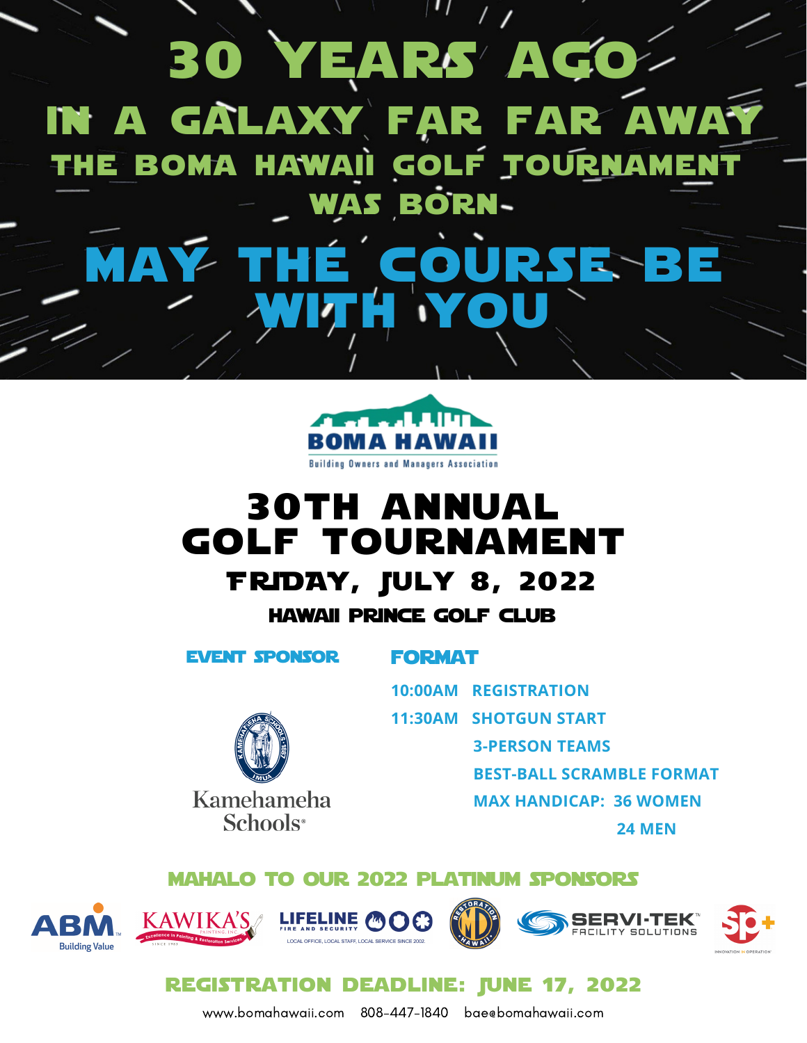# 30 YEARS AGO

## IN A GALAXY FAR FAR AWAY

### THE BOMA HAWAII GOLF TOURNAMENT WAS BORN

# MAY THE COURSE BE WITH YOU

BOMA HAWAII
Building Owners and Managers Association

# 30TH ANNUAL GOLF TOURNAMENT

## FRIDAY, JULY 8, 2022

### HAWAII PRINCE GOLF CLUB

**EVENT SPONSOR**

Kamehameha Schools

**FORMAT**

10:00AM REGISTRATION

11:30AM SHOTGUN START

3-PERSON TEAMS

BEST-BALL SCRAMBLE FORMAT

MAX HANDICAP: 36 WOMEN

24 MEN

**MAHALO TO OUR 2022 PLATINUM SPONSORS**

ABM Building Value | KAWIKA'S Painting, Inc. | LIFELINE Fire and Security | MD Restoration Hawaii | SERVI-TEK Facility Solutions | SP+

**REGISTRATION DEADLINE: JUNE 17, 2022**

www.bomahawaii.com 808-447-1840 bae@bomahawaii.com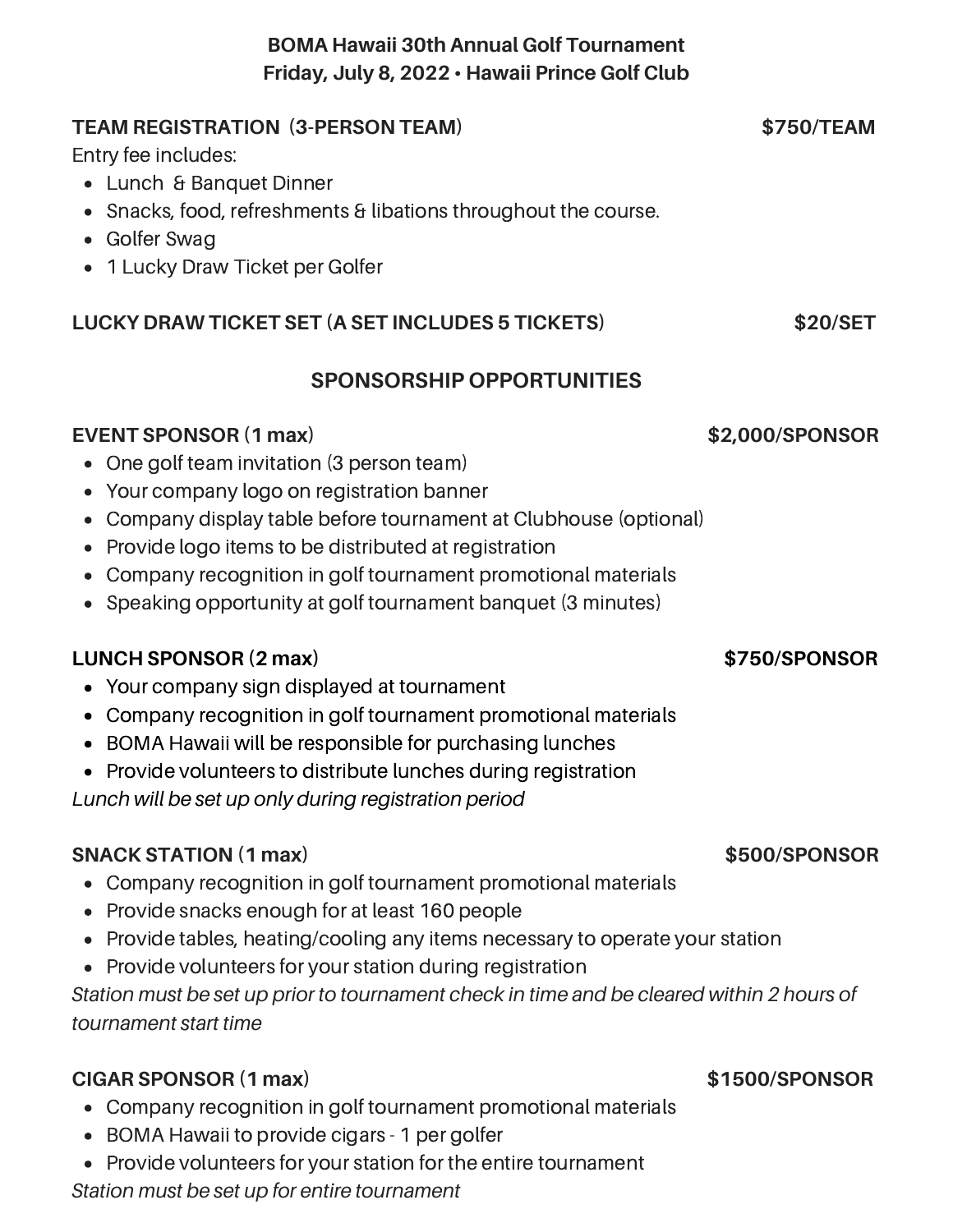**BOMA Hawaii 30th Annual Golf Tournament**
**Friday, July 8, 2022 • Hawaii Prince Golf Club**

**TEAM REGISTRATION (3-PERSON TEAM) $750/TEAM**

Entry fee includes:

- Lunch & Banquet Dinner
- Snacks, food, refreshments & libations throughout the course.
- Golfer Swag
- 1 Lucky Draw Ticket per Golfer

**LUCKY DRAW TICKET SET (A SET INCLUDES 5 TICKETS) $20/SET**

## SPONSORSHIP OPPORTUNITIES

**EVENT SPONSOR (1 max) $2,000/SPONSOR**

- One golf team invitation (3 person team)
- Your company logo on registration banner
- Company display table before tournament at Clubhouse (optional)
- Provide logo items to be distributed at registration
- Company recognition in golf tournament promotional materials
- Speaking opportunity at golf tournament banquet (3 minutes)

**LUNCH SPONSOR (2 max) $750/SPONSOR**

- Your company sign displayed at tournament
- Company recognition in golf tournament promotional materials
- BOMA Hawaii will be responsible for purchasing lunches
- Provide volunteers to distribute lunches during registration

*Lunch will be set up only during registration period*

**SNACK STATION (1 max) $500/SPONSOR**

- Company recognition in golf tournament promotional materials
- Provide snacks enough for at least 160 people
- Provide tables, heating/cooling any items necessary to operate your station
- Provide volunteers for your station during registration

*Station must be set up prior to tournament check in time and be cleared within 2 hours of tournament start time*

**CIGAR SPONSOR (1 max) $1500/SPONSOR**

- Company recognition in golf tournament promotional materials
- BOMA Hawaii to provide cigars - 1 per golfer
- Provide volunteers for your station for the entire tournament

*Station must be set up for entire tournament*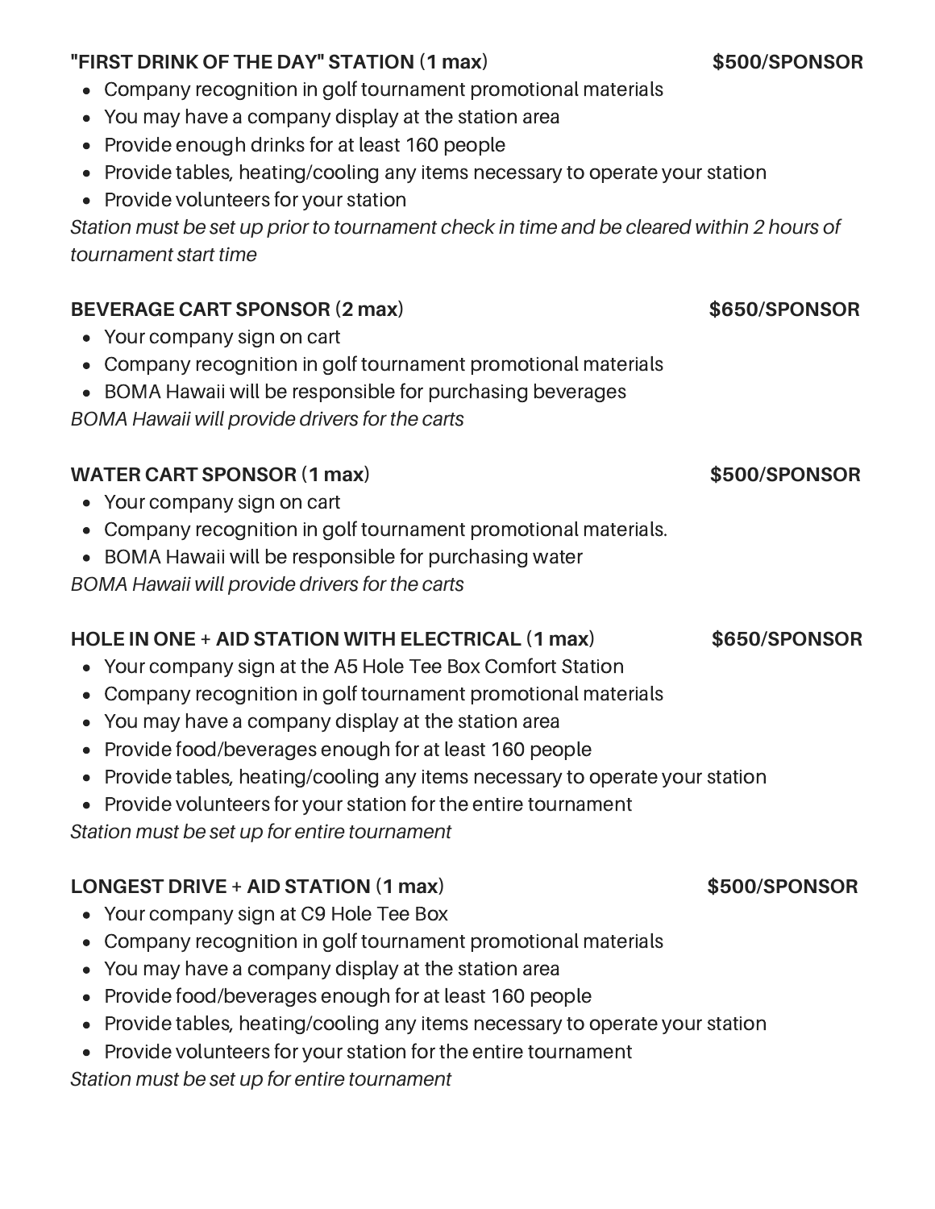**"FIRST DRINK OF THE DAY" STATION (1 max)** **$500/SPONSOR**

- Company recognition in golf tournament promotional materials
- You may have a company display at the station area
- Provide enough drinks for at least 160 people
- Provide tables, heating/cooling any items necessary to operate your station
- Provide volunteers for your station

*Station must be set up prior to tournament check in time and be cleared within 2 hours of tournament start time*

**BEVERAGE CART SPONSOR (2 max)** **$650/SPONSOR**

- Your company sign on cart
- Company recognition in golf tournament promotional materials
- BOMA Hawaii will be responsible for purchasing beverages

*BOMA Hawaii will provide drivers for the carts*

**WATER CART SPONSOR (1 max)** **$500/SPONSOR**

- Your company sign on cart
- Company recognition in golf tournament promotional materials.
- BOMA Hawaii will be responsible for purchasing water

*BOMA Hawaii will provide drivers for the carts*

**HOLE IN ONE + AID STATION WITH ELECTRICAL (1 max)** **$650/SPONSOR**

- Your company sign at the A5 Hole Tee Box Comfort Station
- Company recognition in golf tournament promotional materials
- You may have a company display at the station area
- Provide food/beverages enough for at least 160 people
- Provide tables, heating/cooling any items necessary to operate your station
- Provide volunteers for your station for the entire tournament

*Station must be set up for entire tournament*

**LONGEST DRIVE + AID STATION (1 max)** **$500/SPONSOR**

- Your company sign at C9 Hole Tee Box
- Company recognition in golf tournament promotional materials
- You may have a company display at the station area
- Provide food/beverages enough for at least 160 people
- Provide tables, heating/cooling any items necessary to operate your station
- Provide volunteers for your station for the entire tournament

*Station must be set up for entire tournament*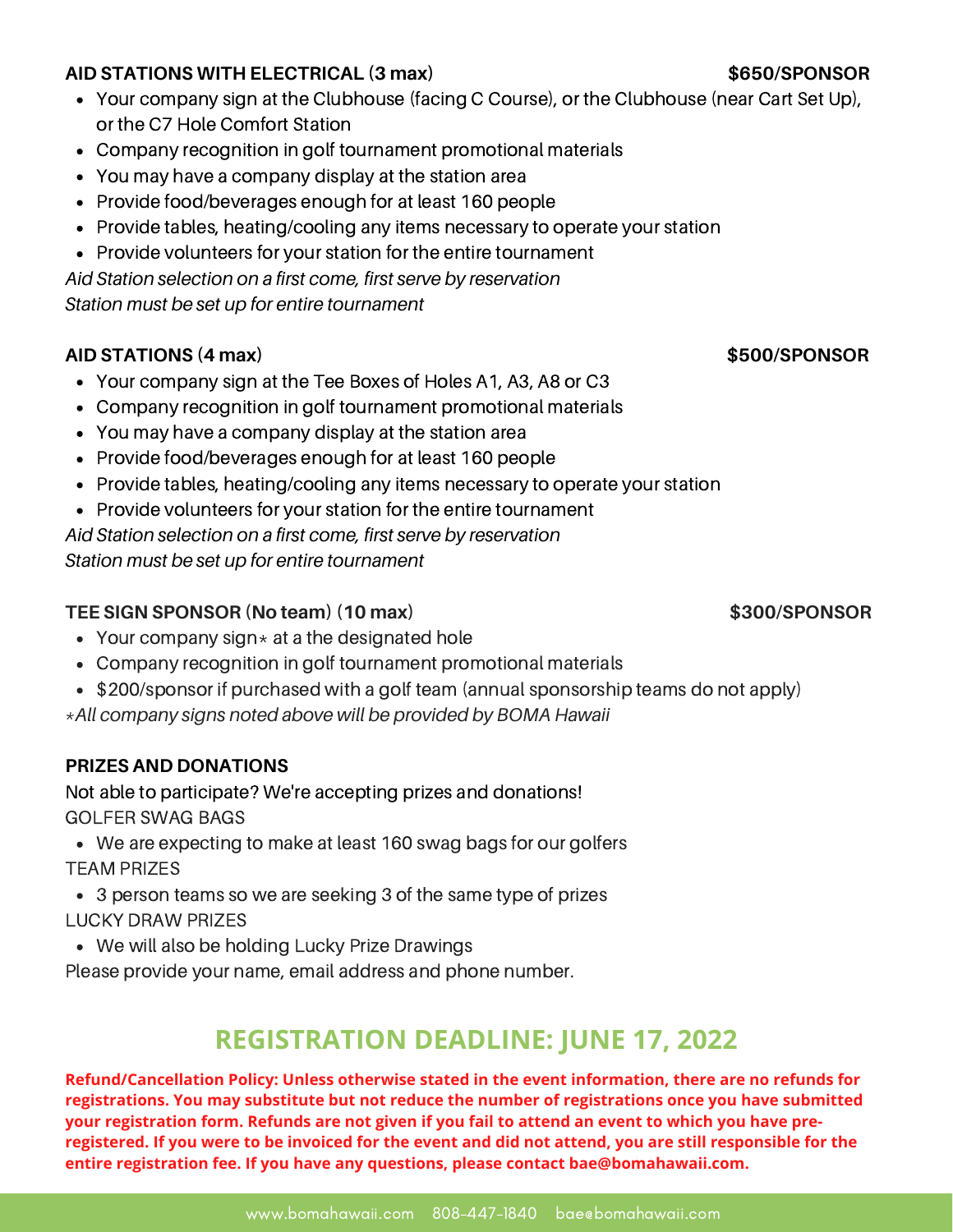**AID STATIONS WITH ELECTRICAL (3 max)** **$650/SPONSOR**

- Your company sign at the Clubhouse (facing C Course), or the Clubhouse (near Cart Set Up), or the C7 Hole Comfort Station
- Company recognition in golf tournament promotional materials
- You may have a company display at the station area
- Provide food/beverages enough for at least 160 people
- Provide tables, heating/cooling any items necessary to operate your station
- Provide volunteers for your station for the entire tournament

*Aid Station selection on a first come, first serve by reservation*
*Station must be set up for entire tournament*

**AID STATIONS (4 max)** **$500/SPONSOR**

- Your company sign at the Tee Boxes of Holes A1, A3, A8 or C3
- Company recognition in golf tournament promotional materials
- You may have a company display at the station area
- Provide food/beverages enough for at least 160 people
- Provide tables, heating/cooling any items necessary to operate your station
- Provide volunteers for your station for the entire tournament

*Aid Station selection on a first come, first serve by reservation*
*Station must be set up for entire tournament*

**TEE SIGN SPONSOR (No team) (10 max)** **$300/SPONSOR**

- Your company sign* at a the designated hole
- Company recognition in golf tournament promotional materials
- $200/sponsor if purchased with a golf team (annual sponsorship teams do not apply)

**All company signs noted above will be provided by BOMA Hawaii*

**PRIZES AND DONATIONS**

Not able to participate? We're accepting prizes and donations!

GOLFER SWAG BAGS

- We are expecting to make at least 160 swag bags for our golfers

TEAM PRIZES

- 3 person teams so we are seeking 3 of the same type of prizes

LUCKY DRAW PRIZES

- We will also be holding Lucky Prize Drawings

Please provide your name, email address and phone number.

## REGISTRATION DEADLINE: JUNE 17, 2022

**Refund/Cancellation Policy: Unless otherwise stated in the event information, there are no refunds for registrations. You may substitute but not reduce the number of registrations once you have submitted your registration form. Refunds are not given if you fail to attend an event to which you have pre-registered. If you were to be invoiced for the event and did not attend, you are still responsible for the entire registration fee. If you have any questions, please contact bae@bomahawaii.com.**

www.bomahawaii.com 808-447-1840 bae@bomahawaii.com